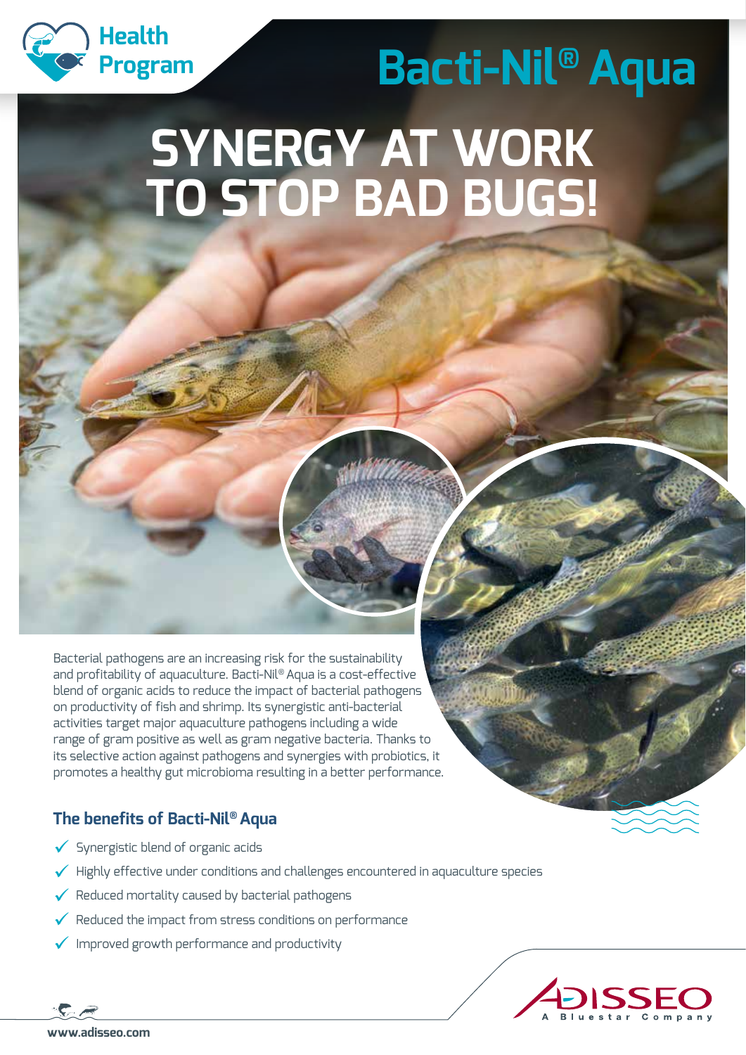Health Program

# Bacti-Nil® Aqua

# SYNERGY AT WORK TO STOP BAD BUGS!

Bacterial pathogens are an increasing risk for the sustainability and profitability of aquaculture. Bacti-Nil® Aqua is a cost-effective blend of organic acids to reduce the impact of bacterial pathogens on productivity of fish and shrimp. Its synergistic anti-bacterial activities target major aquaculture pathogens including a wide range of gram positive as well as gram negative bacteria. Thanks to its selective action against pathogens and synergies with probiotics, it promotes a healthy gut microbioma resulting in a better performance.

## The benefits of Bacti-Nil® Aqua

- ✓ Synergistic blend of organic acids
- ✓ Highly effective under conditions and challenges encountered in aquaculture species
- ✓ Reduced mortality caused by bacterial pathogens
- ✓ Reduced the impact from stress conditions on performance
- ✓ Improved growth performance and productivity

ADISSEO
A Bluestar Company

www.adisseo.com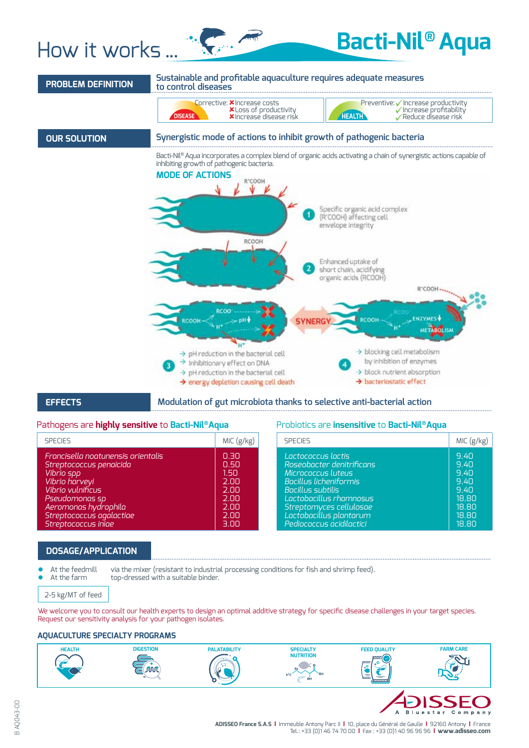# How it works ...

# Bacti-Nil® Aqua

## PROBLEM DEFINITION

**Sustainable and profitable aquaculture requires adequate measures to control diseases**

DISEASE — Corrective:
- ✗ Increase costs
- ✗ Loss of productivity
- ✗ Increase disease risk

HEALTH — Preventive:
- ✓ Increase productivity
- ✓ Increase profitability
- ✓ Reduce disease risk

## OUR SOLUTION

**Synergistic mode of actions to inhibit growth of pathogenic bacteria**

Bacti-Nil® Aqua incorporates a complex blend of organic acids activating a chain of synergistic actions capable of inhibiting growth of pathogenic bacteria.

### MODE OF ACTIONS

R'COOH

1. Specific organic acid complex (R'COOH) affecting cell envelope integrity

RCOOH

2. Enhanced uptake of short chain, acidifying organic acids (RCOOH)

RCOOH, RCOO⁻, H⁺, pH↓, H⁺

SYNERGY

R'COOH, RCOOH, RCOO⁻, H⁺, ENZYMES↓, METABOLISM

3.
- → pH reduction in the bacterial cell
- → Inhibitionary effect on DNA
- → pH reduction in the bacterial cell
- → energy depletion causing cell death

4.
- → blocking cell metabolism by inhibition of enzymes
- → block nutrient absorption
- → bacteriostatic effect

## EFFECTS

**Modulation of gut microbiota thanks to selective anti-bacterial action**

Pathogens are **highly sensitive** to **Bacti-Nil® Aqua**

| SPECIES | MIC (g/kg) |
|---|---|
| *Francisella noatunensis orientalis* | 0.30 |
| *Streptococcus penaicida* | 0.50 |
| *Vibrio spp* | 1.50 |
| *Vibrio harveyi* | 2.00 |
| *Vibrio vulnificus* | 2.00 |
| *Pseudomonas sp* | 2.00 |
| *Aeromonas hydrophila* | 2.00 |
| *Streptococcus agalactiae* | 2.00 |
| *Streptococcus iniae* | 3.00 |

Probiotics are **insensitive** to **Bacti-Nil® Aqua**

| SPECIES | MIC (g/kg) |
|---|---|
| *Lactococcus lactis* | 9.40 |
| *Roseobacter denitrificans* | 9.40 |
| *Micrococcus luteus* | 9.40 |
| *Bacillus licheniformis* | 9.40 |
| *Bacillus subtilis* | 9.40 |
| *Lactobacillus rhamnosus* | 18.80 |
| *Streptomyces cellulosae* | 18.80 |
| *Lactobacillus plantorum* | 18.80 |
| *Pediococcus acidilactici* | 18.80 |

## DOSAGE/APPLICATION

- At the feedmill — via the mixer (resistant to industrial processing conditions for fish and shrimp feed).
- At the farm — top-dressed with a suitable binder.

2-5 kg/MT of feed

We welcome you to consult our health experts to design an optimal additive strategy for specific disease challenges in your target species. Request our sensitivity analysis for your pathogen isolates.

## AQUACULTURE SPECIALTY PROGRAMS

HEALTH | DIGESTION | PALATABILITY | SPECIALTY NUTRITION | FEED QUALITY | FARM CARE

ADISSEO — A Bluestar Company

**ADISSEO France S.A.S** | Immeuble Antony Parc II | 10, place du Général de Gaulle | 92160 Antony | France
Tel.: +33 (0)1 46 74 70 00 | Fax : +33 (0)1 40 96 96 96 | **www.adisseo.com**

B AQ043-00